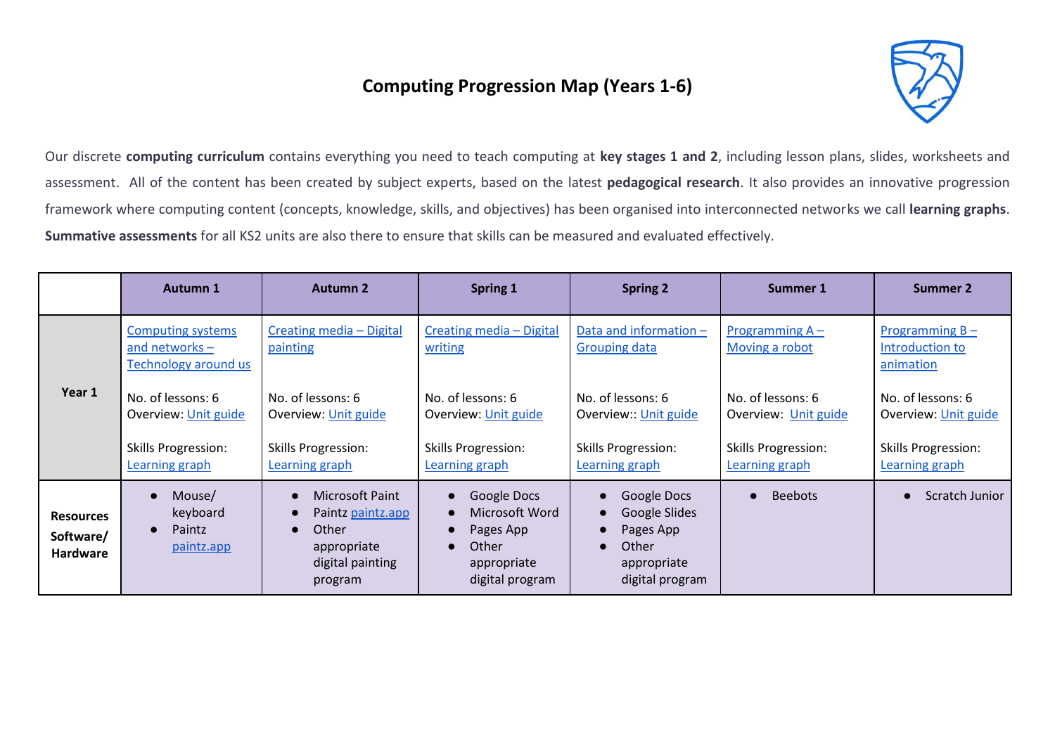# Computing Progression Map (Years 1-6)

Our discrete **computing curriculum** contains everything you need to teach computing at **key stages 1 and 2**, including lesson plans, slides, worksheets and assessment. All of the content has been created by subject experts, based on the latest **pedagogical research**. It also provides an innovative progression framework where computing content (concepts, knowledge, skills, and objectives) has been organised into interconnected networks we call **learning graphs**. **Summative assessments** for all KS2 units are also there to ensure that skills can be measured and evaluated effectively.

| | Autumn 1 | Autumn 2 | Spring 1 | Spring 2 | Summer 1 | Summer 2 |
|---|---|---|---|---|---|---|
| **Year 1** | Computing systems and networks – Technology around us<br><br>No. of lessons: 6<br>Overview: Unit guide<br><br>Skills Progression: Learning graph | Creating media – Digital painting<br><br>No. of lessons: 6<br>Overview: Unit guide<br><br>Skills Progression: Learning graph | Creating media – Digital writing<br><br>No. of lessons: 6<br>Overview: Unit guide<br><br>Skills Progression: Learning graph | Data and information – Grouping data<br><br>No. of lessons: 6<br>Overview:: Unit guide<br><br>Skills Progression: Learning graph | Programming A – Moving a robot<br><br>No. of lessons: 6<br>Overview: Unit guide<br><br>Skills Progression: Learning graph | Programming B – Introduction to animation<br><br>No. of lessons: 6<br>Overview: Unit guide<br><br>Skills Progression: Learning graph |
| **Resources Software/ Hardware** | • Mouse/ keyboard<br>• Paintz paintz.app | • Microsoft Paint<br>• Paintz paintz.app<br>• Other appropriate digital painting program | • Google Docs<br>• Microsoft Word<br>• Pages App<br>• Other appropriate digital program | • Google Docs<br>• Google Slides<br>• Pages App<br>• Other appropriate digital program | • Beebots | • Scratch Junior |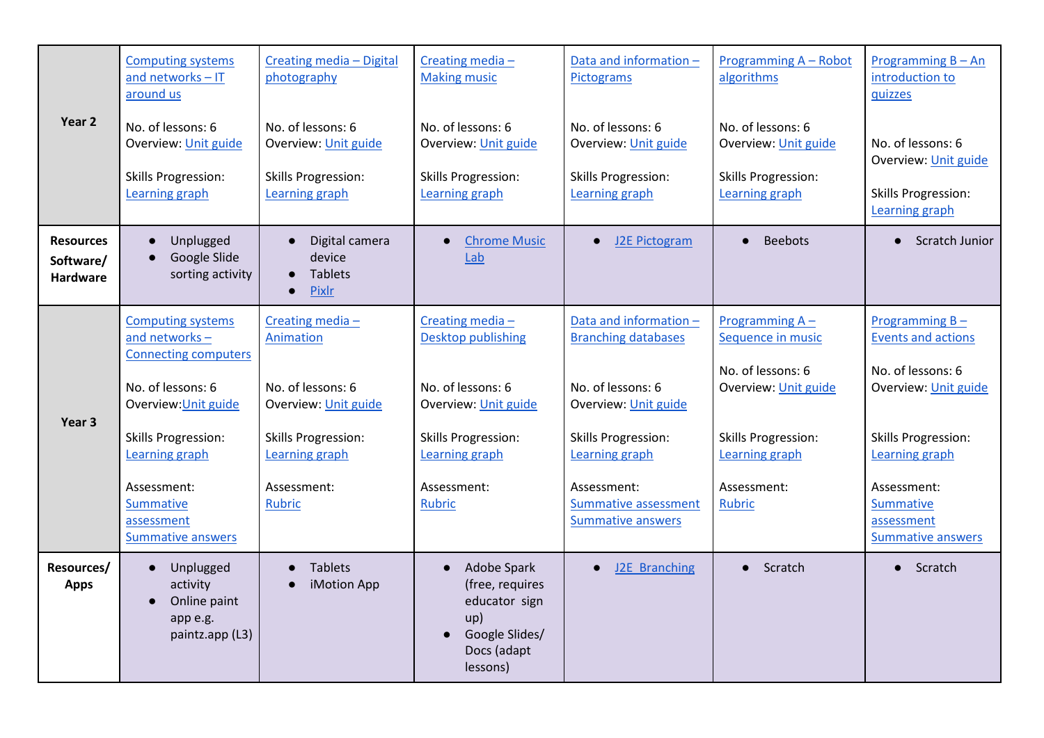| Year 2 | Computing systems and networks – IT around us<br><br>No. of lessons: 6<br>Overview: Unit guide<br><br>Skills Progression: Learning graph | Creating media – Digital photography<br><br>No. of lessons: 6<br>Overview: Unit guide<br><br>Skills Progression: Learning graph | Creating media – Making music<br><br>No. of lessons: 6<br>Overview: Unit guide<br><br>Skills Progression: Learning graph | Data and information – Pictograms<br><br>No. of lessons: 6<br>Overview: Unit guide<br><br>Skills Progression: Learning graph | Programming A – Robot algorithms<br><br>No. of lessons: 6<br>Overview: Unit guide<br><br>Skills Progression: Learning graph | Programming B – An introduction to quizzes<br><br>No. of lessons: 6<br>Overview: Unit guide<br><br>Skills Progression: Learning graph |
|---|---|---|---|---|---|---|
| **Resources Software/ Hardware** | • Unplugged<br>• Google Slide sorting activity | • Digital camera device<br>• Tablets<br>• Pixlr | • Chrome Music Lab | • J2E Pictogram | • Beebots | • Scratch Junior |
| **Year 3** | Computing systems and networks – Connecting computers<br><br>No. of lessons: 6<br>Overview:Unit guide<br><br>Skills Progression: Learning graph<br><br>Assessment: Summative assessment Summative answers | Creating media – Animation<br><br>No. of lessons: 6<br>Overview: Unit guide<br><br>Skills Progression: Learning graph<br><br>Assessment: Rubric | Creating media – Desktop publishing<br><br>No. of lessons: 6<br>Overview: Unit guide<br><br>Skills Progression: Learning graph<br><br>Assessment: Rubric | Data and information – Branching databases<br><br>No. of lessons: 6<br>Overview: Unit guide<br><br>Skills Progression: Learning graph<br><br>Assessment: Summative assessment Summative answers | Programming A – Sequence in music<br><br>No. of lessons: 6<br>Overview: Unit guide<br><br>Skills Progression: Learning graph<br><br>Assessment: Rubric | Programming B – Events and actions<br><br>No. of lessons: 6<br>Overview: Unit guide<br><br>Skills Progression: Learning graph<br><br>Assessment: Summative assessment Summative answers |
| **Resources/ Apps** | • Unplugged activity<br>• Online paint app e.g. paintz.app (L3) | • Tablets<br>• iMotion App | • Adobe Spark (free, requires educator sign up)<br>• Google Slides/ Docs (adapt lessons) | • J2E Branching | • Scratch | • Scratch |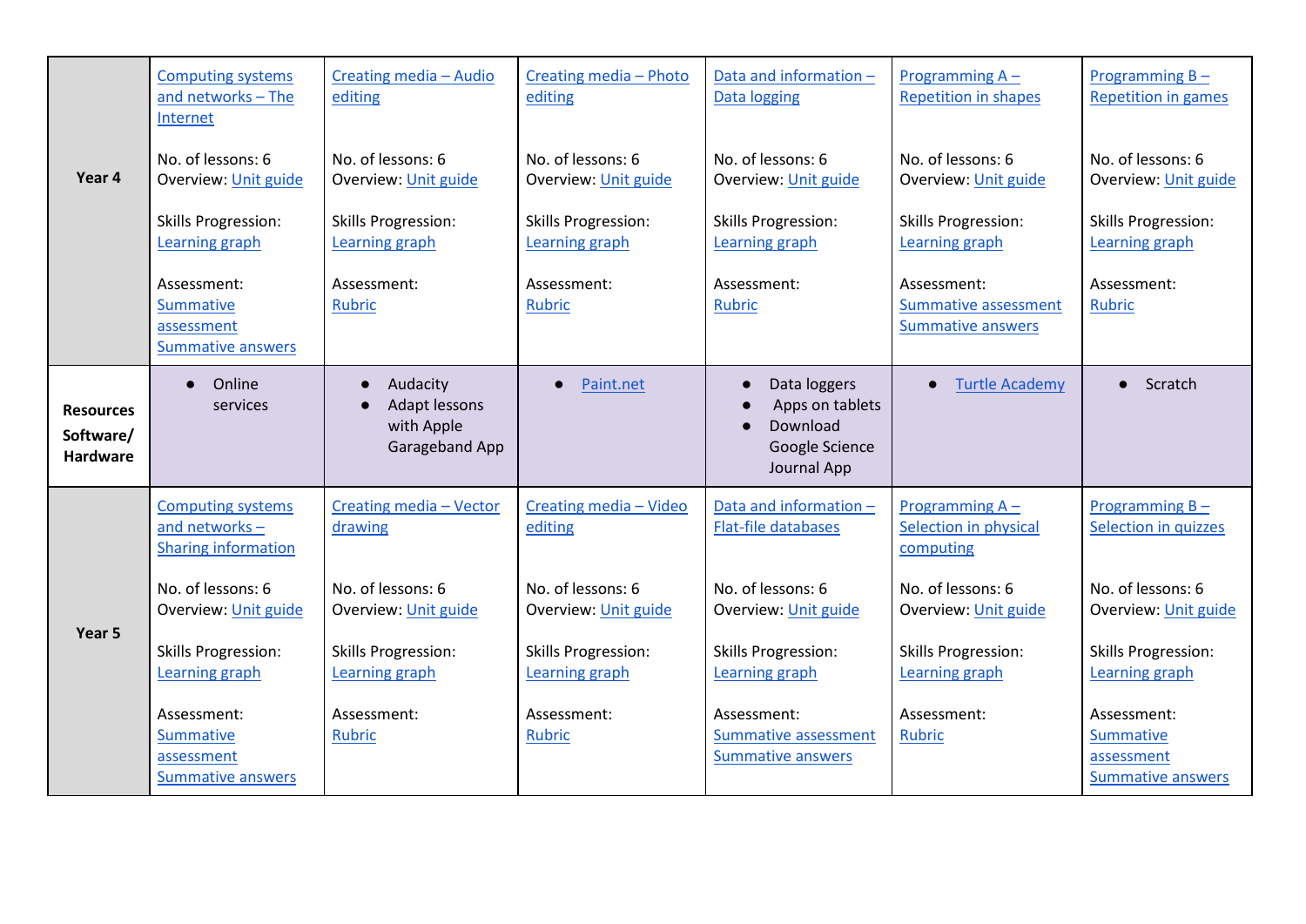| Year 4 | Computing systems and networks – The Internet<br><br>No. of lessons: 6<br>Overview: Unit guide<br><br>Skills Progression: Learning graph<br><br>Assessment: Summative assessment<br>Summative answers | Creating media – Audio editing<br><br>No. of lessons: 6<br>Overview: Unit guide<br><br>Skills Progression: Learning graph<br><br>Assessment: Rubric | Creating media – Photo editing<br><br>No. of lessons: 6<br>Overview: Unit guide<br><br>Skills Progression: Learning graph<br><br>Assessment: Rubric | Data and information – Data logging<br><br>No. of lessons: 6<br>Overview: Unit guide<br><br>Skills Progression: Learning graph<br><br>Assessment: Rubric | Programming A – Repetition in shapes<br><br>No. of lessons: 6<br>Overview: Unit guide<br><br>Skills Progression: Learning graph<br><br>Assessment: Summative assessment<br>Summative answers | Programming B – Repetition in games<br><br>No. of lessons: 6<br>Overview: Unit guide<br><br>Skills Progression: Learning graph<br><br>Assessment: Rubric |
|---|---|---|---|---|---|---|
| **Resources Software/ Hardware** | • Online services | • Audacity<br>• Adapt lessons with Apple Garageband App | • Paint.net | • Data loggers<br>• Apps on tablets<br>• Download Google Science Journal App | • Turtle Academy | • Scratch |
| **Year 5** | Computing systems and networks – Sharing information<br><br>No. of lessons: 6<br>Overview: Unit guide<br><br>Skills Progression: Learning graph<br><br>Assessment: Summative assessment<br>Summative answers | Creating media – Vector drawing<br><br>No. of lessons: 6<br>Overview: Unit guide<br><br>Skills Progression: Learning graph<br><br>Assessment: Rubric | Creating media – Video editing<br><br>No. of lessons: 6<br>Overview: Unit guide<br><br>Skills Progression: Learning graph<br><br>Assessment: Rubric | Data and information – Flat-file databases<br><br>No. of lessons: 6<br>Overview: Unit guide<br><br>Skills Progression: Learning graph<br><br>Assessment: Summative assessment<br>Summative answers | Programming A – Selection in physical computing<br><br>No. of lessons: 6<br>Overview: Unit guide<br><br>Skills Progression: Learning graph<br><br>Assessment: Rubric | Programming B – Selection in quizzes<br><br>No. of lessons: 6<br>Overview: Unit guide<br><br>Skills Progression: Learning graph<br><br>Assessment: Summative assessment<br>Summative answers |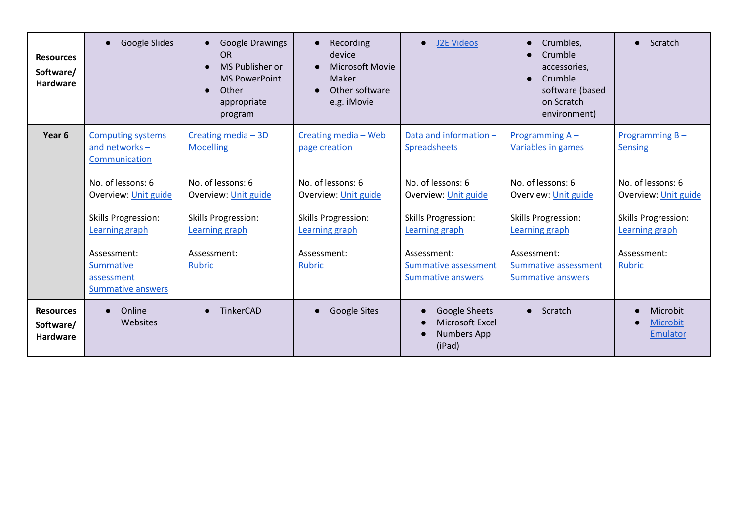| | | | | | | |
|---|---|---|---|---|---|---|
| **Resources Software/ Hardware** | • Google Slides | • Google Drawings OR<br>• MS Publisher or MS PowerPoint<br>• Other appropriate program | • Recording device<br>• Microsoft Movie Maker<br>• Other software e.g. iMovie | • J2E Videos | • Crumbles,<br>• Crumble accessories,<br>• Crumble software (based on Scratch environment) | • Scratch |
| **Year 6** | Computing systems and networks – Communication<br><br>No. of lessons: 6<br>Overview: Unit guide<br><br>Skills Progression: Learning graph<br><br>Assessment: Summative assessment Summative answers | Creating media – 3D Modelling<br><br>No. of lessons: 6<br>Overview: Unit guide<br><br>Skills Progression: Learning graph<br><br>Assessment: Rubric | Creating media – Web page creation<br><br>No. of lessons: 6<br>Overview: Unit guide<br><br>Skills Progression: Learning graph<br><br>Assessment: Rubric | Data and information – Spreadsheets<br><br>No. of lessons: 6<br>Overview: Unit guide<br><br>Skills Progression: Learning graph<br><br>Assessment: Summative assessment Summative answers | Programming A – Variables in games<br><br>No. of lessons: 6<br>Overview: Unit guide<br><br>Skills Progression: Learning graph<br><br>Assessment: Summative assessment Summative answers | Programming B – Sensing<br><br>No. of lessons: 6<br>Overview: Unit guide<br><br>Skills Progression: Learning graph<br><br>Assessment: Rubric |
| **Resources Software/ Hardware** | • Online Websites | • TinkerCAD | • Google Sites | • Google Sheets<br>• Microsoft Excel<br>• Numbers App (iPad) | • Scratch | • Microbit<br>• Microbit Emulator |